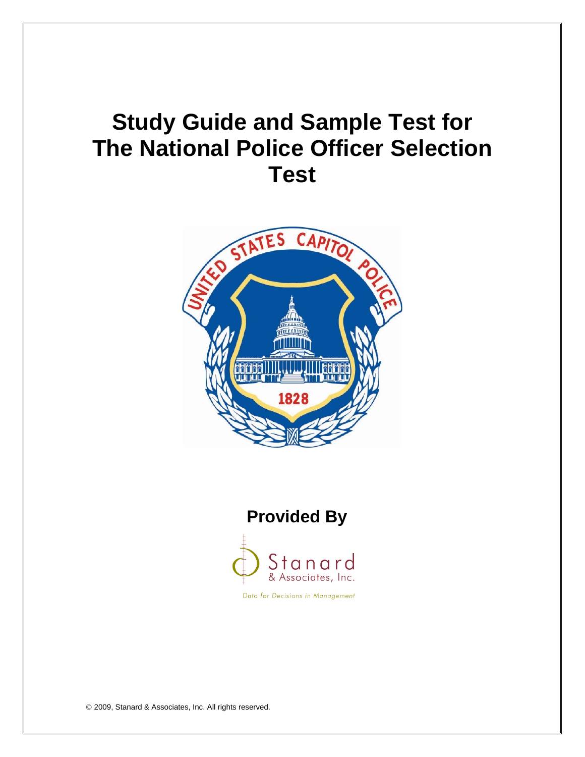# Study Guide and Sample Test for The National Police Officer Selection Test

UNITED STATES CAPITOL POLICE

1828

## Provided By

Stanard & Associates, Inc.

*Data for Decisions in Management*

© 2009, Stanard & Associates, Inc. All rights reserved.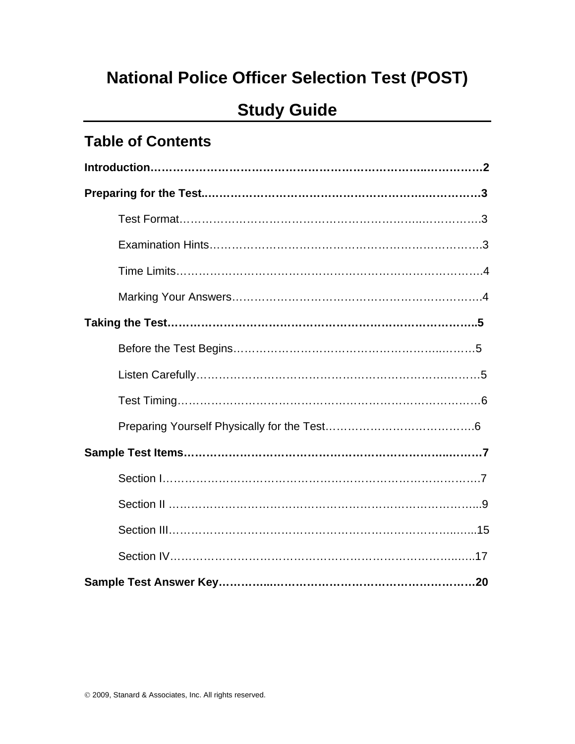# National Police Officer Selection Test (POST)

# Study Guide

## Table of Contents

**Introduction……………………………………………………………………………2**

**Preparing for the Test………………………………………………………………3**

- Test Format…………………………………………………………………3
- Examination Hints…………………………………………………………3
- Time Limits…………………………………………………………………4
- Marking Your Answers……………………………………………………4

**Taking the Test……………………………………………………………………5**

- Before the Test Begins……………………………………………………5
- Listen Carefully……………………………………………………………5
- Test Timing…………………………………………………………………6
- Preparing Yourself Physically for the Test………………………………6

**Sample Test Items…………………………………………………………………7**

- Section I……………………………………………………………………7
- Section II ……………………………………………………………………9
- Section III…………………………………………………………………15
- Section IV…………………………………………………………………17

**Sample Test Answer Key…………………………………………………………20**

© 2009, Stanard & Associates, Inc. All rights reserved.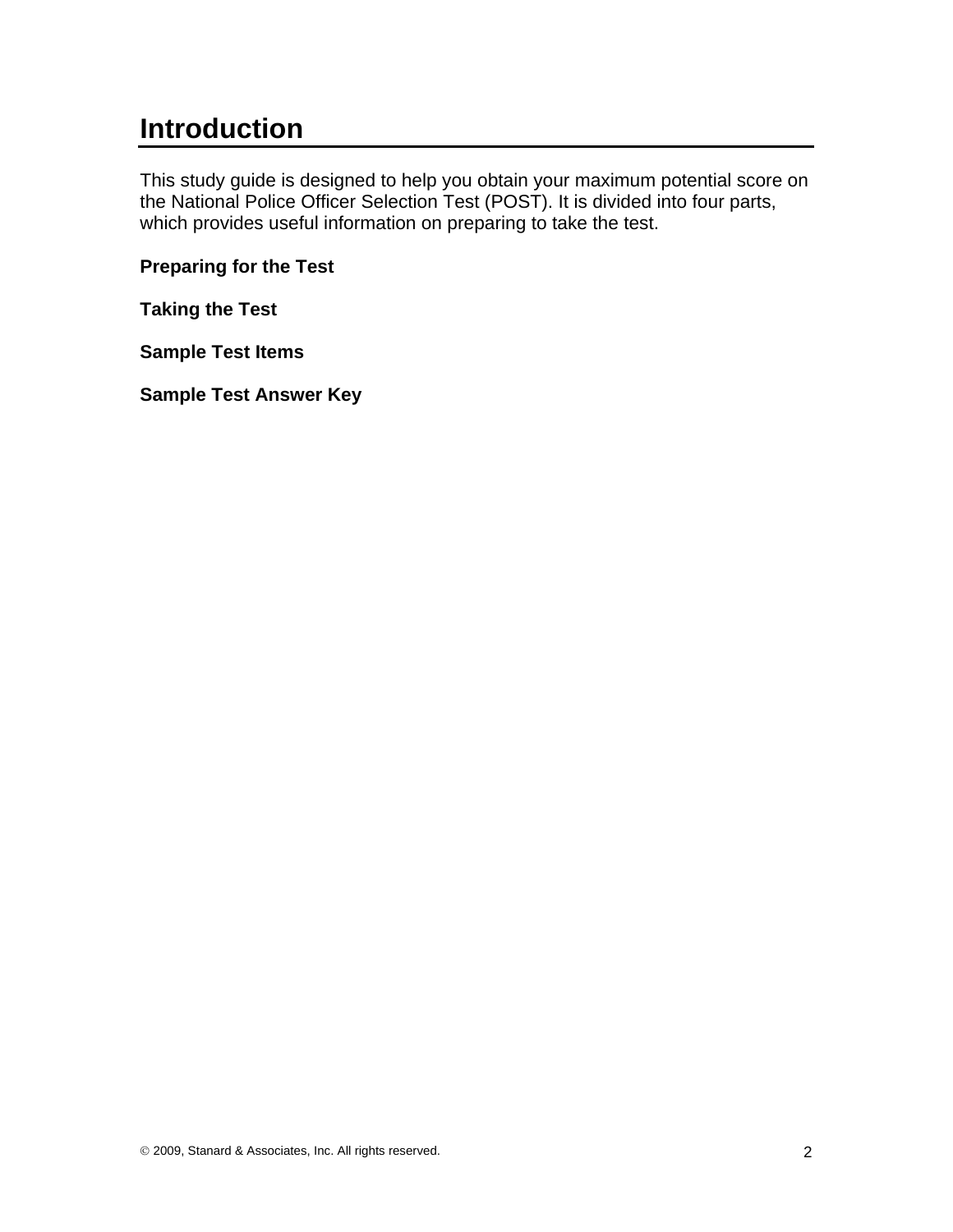# Introduction

This study guide is designed to help you obtain your maximum potential score on the National Police Officer Selection Test (POST). It is divided into four parts, which provides useful information on preparing to take the test.

**Preparing for the Test**

**Taking the Test**

**Sample Test Items**

**Sample Test Answer Key**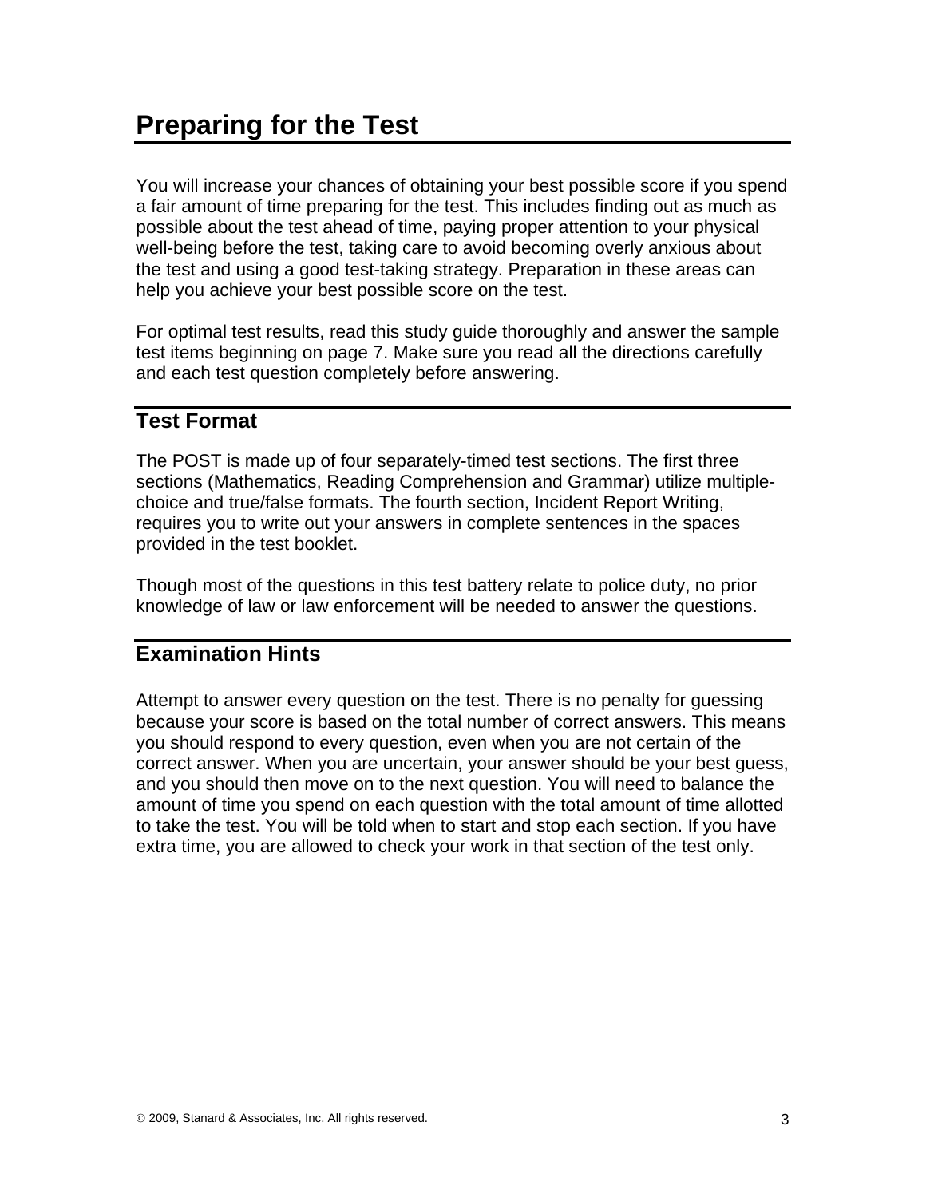# Preparing for the Test

You will increase your chances of obtaining your best possible score if you spend a fair amount of time preparing for the test. This includes finding out as much as possible about the test ahead of time, paying proper attention to your physical well-being before the test, taking care to avoid becoming overly anxious about the test and using a good test-taking strategy. Preparation in these areas can help you achieve your best possible score on the test.

For optimal test results, read this study guide thoroughly and answer the sample test items beginning on page 7. Make sure you read all the directions carefully and each test question completely before answering.

## Test Format

The POST is made up of four separately-timed test sections. The first three sections (Mathematics, Reading Comprehension and Grammar) utilize multiple-choice and true/false formats. The fourth section, Incident Report Writing, requires you to write out your answers in complete sentences in the spaces provided in the test booklet.

Though most of the questions in this test battery relate to police duty, no prior knowledge of law or law enforcement will be needed to answer the questions.

## Examination Hints

Attempt to answer every question on the test. There is no penalty for guessing because your score is based on the total number of correct answers. This means you should respond to every question, even when you are not certain of the correct answer. When you are uncertain, your answer should be your best guess, and you should then move on to the next question. You will need to balance the amount of time you spend on each question with the total amount of time allotted to take the test. You will be told when to start and stop each section. If you have extra time, you are allowed to check your work in that section of the test only.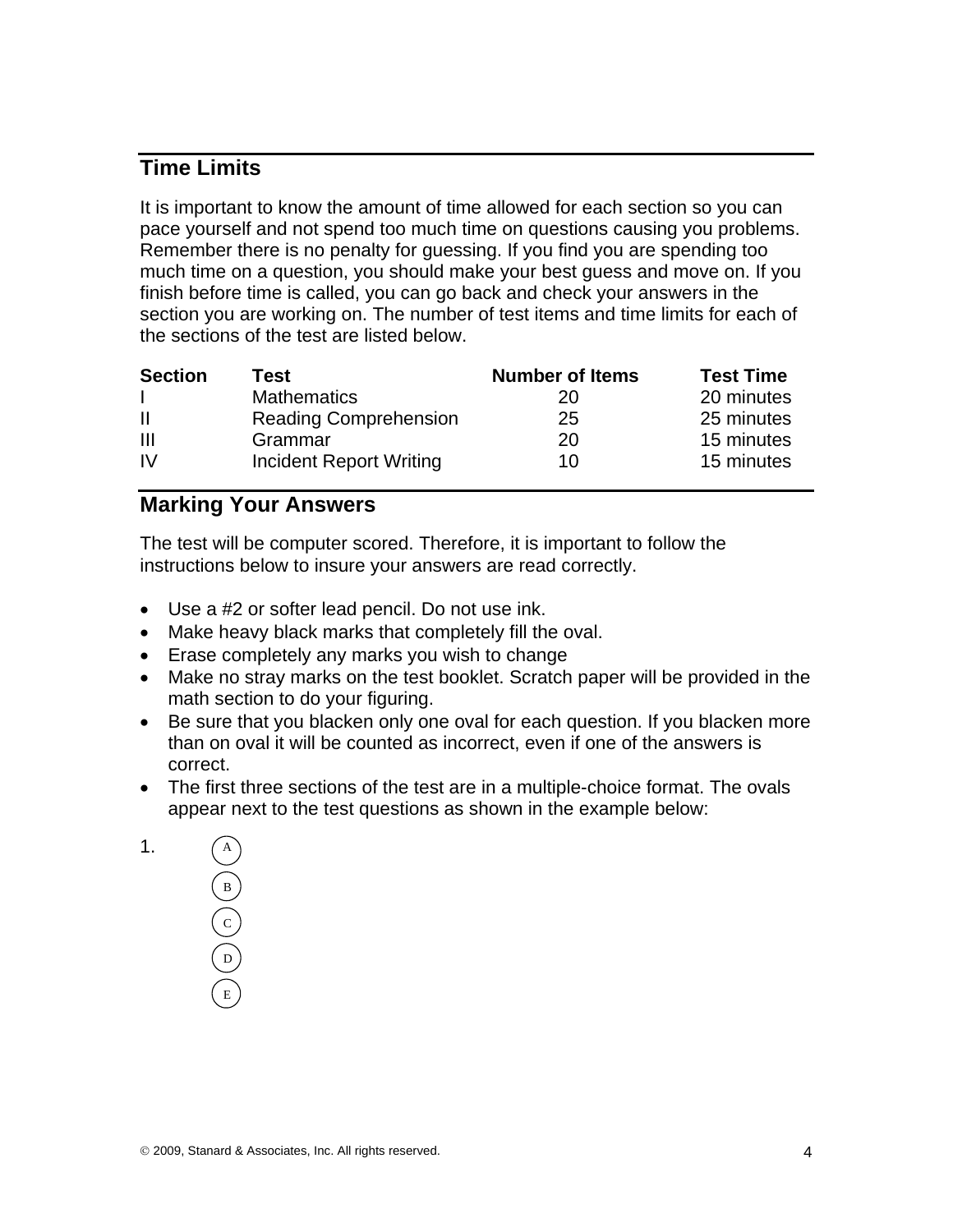## Time Limits

It is important to know the amount of time allowed for each section so you can pace yourself and not spend too much time on questions causing you problems. Remember there is no penalty for guessing. If you find you are spending too much time on a question, you should make your best guess and move on. If you finish before time is called, you can go back and check your answers in the section you are working on. The number of test items and time limits for each of the sections of the test are listed below.

| Section | Test | Number of Items | Test Time |
|---|---|---|---|
| I | Mathematics | 20 | 20 minutes |
| II | Reading Comprehension | 25 | 25 minutes |
| III | Grammar | 20 | 15 minutes |
| IV | Incident Report Writing | 10 | 15 minutes |

## Marking Your Answers

The test will be computer scored. Therefore, it is important to follow the instructions below to insure your answers are read correctly.

- Use a #2 or softer lead pencil. Do not use ink.
- Make heavy black marks that completely fill the oval.
- Erase completely any marks you wish to change
- Make no stray marks on the test booklet. Scratch paper will be provided in the math section to do your figuring.
- Be sure that you blacken only one oval for each question. If you blacken more than on oval it will be counted as incorrect, even if one of the answers is correct.
- The first three sections of the test are in a multiple-choice format. The ovals appear next to the test questions as shown in the example below:

1. (A)
   (B)
   (C)
   (D)
   (E)

© 2009, Stanard & Associates, Inc. All rights reserved.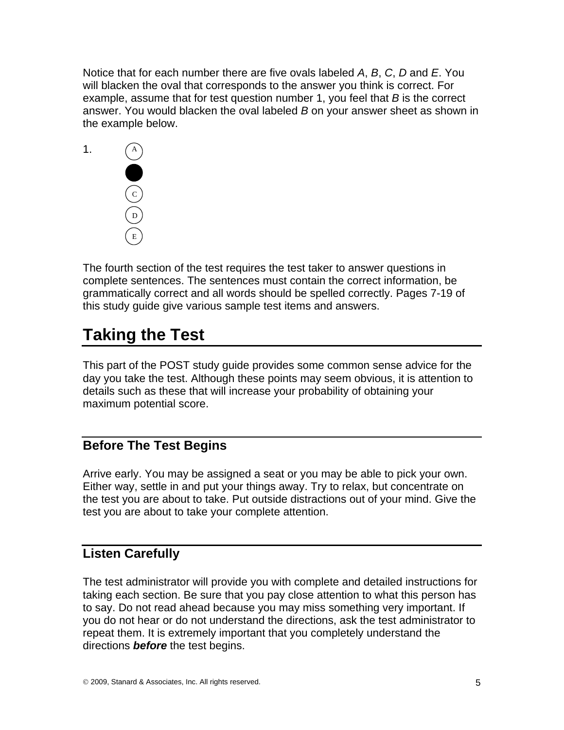Notice that for each number there are five ovals labeled *A*, *B*, *C*, *D* and *E*. You will blacken the oval that corresponds to the answer you think is correct. For example, assume that for test question number 1, you feel that *B* is the correct answer. You would blacken the oval labeled *B* on your answer sheet as shown in the example below.

1. (A) (●) (C) (D) (E)

The fourth section of the test requires the test taker to answer questions in complete sentences. The sentences must contain the correct information, be grammatically correct and all words should be spelled correctly. Pages 7-19 of this study guide give various sample test items and answers.

# Taking the Test

This part of the POST study guide provides some common sense advice for the day you take the test. Although these points may seem obvious, it is attention to details such as these that will increase your probability of obtaining your maximum potential score.

## Before The Test Begins

Arrive early. You may be assigned a seat or you may be able to pick your own. Either way, settle in and put your things away. Try to relax, but concentrate on the test you are about to take. Put outside distractions out of your mind. Give the test you are about to take your complete attention.

## Listen Carefully

The test administrator will provide you with complete and detailed instructions for taking each section. Be sure that you pay close attention to what this person has to say. Do not read ahead because you may miss something very important. If you do not hear or do not understand the directions, ask the test administrator to repeat them. It is extremely important that you completely understand the directions ***before*** the test begins.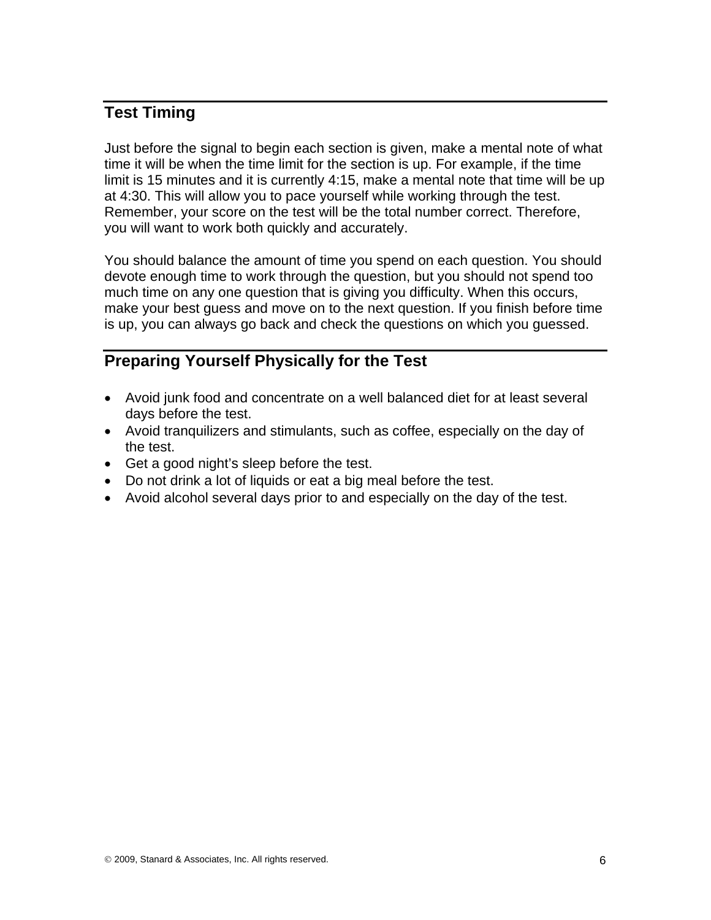## Test Timing

Just before the signal to begin each section is given, make a mental note of what time it will be when the time limit for the section is up. For example, if the time limit is 15 minutes and it is currently 4:15, make a mental note that time will be up at 4:30. This will allow you to pace yourself while working through the test. Remember, your score on the test will be the total number correct. Therefore, you will want to work both quickly and accurately.

You should balance the amount of time you spend on each question. You should devote enough time to work through the question, but you should not spend too much time on any one question that is giving you difficulty. When this occurs, make your best guess and move on to the next question. If you finish before time is up, you can always go back and check the questions on which you guessed.

## Preparing Yourself Physically for the Test

- Avoid junk food and concentrate on a well balanced diet for at least several days before the test.
- Avoid tranquilizers and stimulants, such as coffee, especially on the day of the test.
- Get a good night's sleep before the test.
- Do not drink a lot of liquids or eat a big meal before the test.
- Avoid alcohol several days prior to and especially on the day of the test.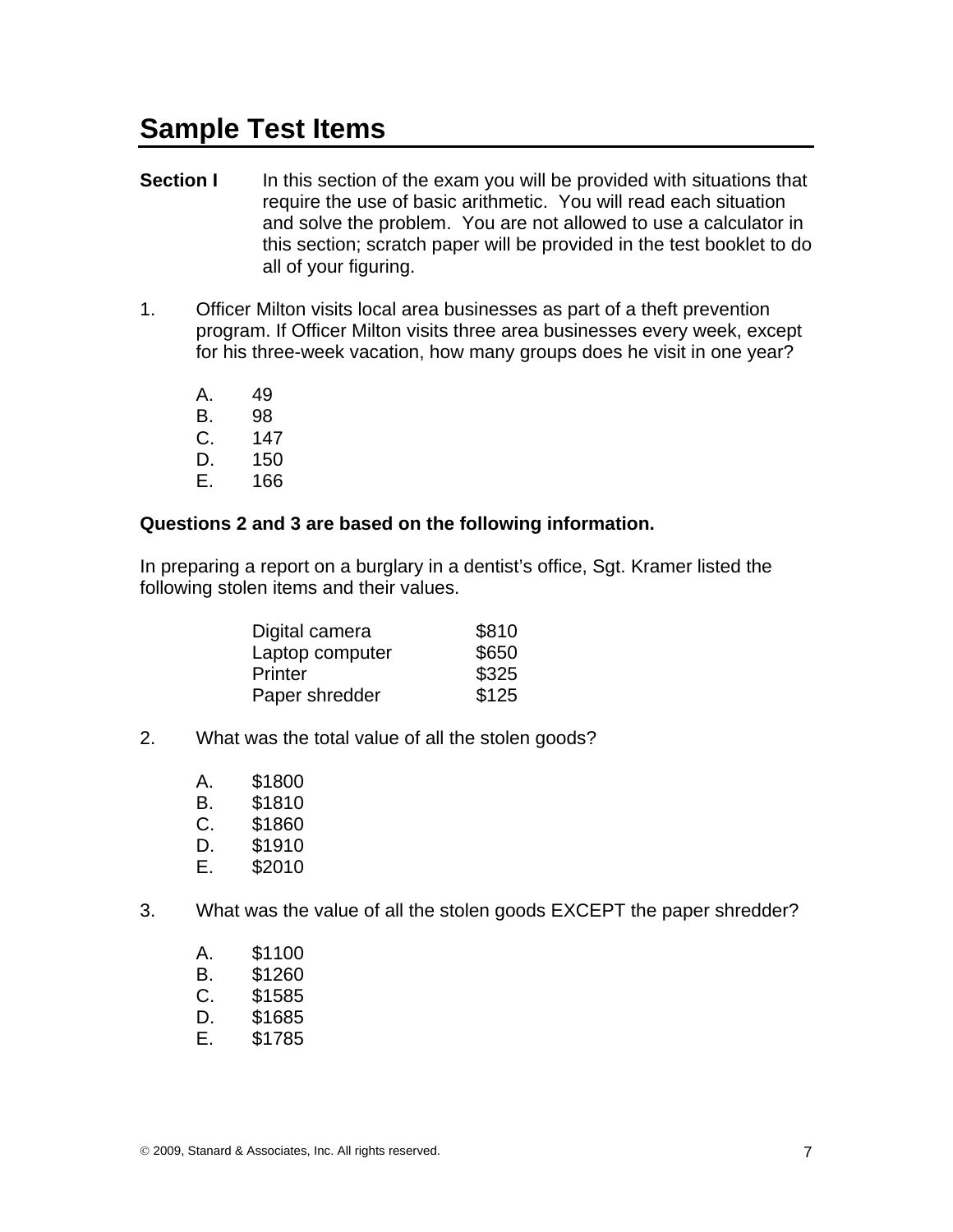## Sample Test Items

**Section I** In this section of the exam you will be provided with situations that require the use of basic arithmetic. You will read each situation and solve the problem. You are not allowed to use a calculator in this section; scratch paper will be provided in the test booklet to do all of your figuring.

1. Officer Milton visits local area businesses as part of a theft prevention program. If Officer Milton visits three area businesses every week, except for his three-week vacation, how many groups does he visit in one year?

   A. 49
   B. 98
   C. 147
   D. 150
   E. 166

**Questions 2 and 3 are based on the following information.**

In preparing a report on a burglary in a dentist's office, Sgt. Kramer listed the following stolen items and their values.

| Item | Value |
|---|---|
| Digital camera | $810 |
| Laptop computer | $650 |
| Printer | $325 |
| Paper shredder | $125 |

2. What was the total value of all the stolen goods?

   A. $1800
   B. $1810
   C. $1860
   D. $1910
   E. $2010

3. What was the value of all the stolen goods EXCEPT the paper shredder?

   A. $1100
   B. $1260
   C. $1585
   D. $1685
   E. $1785

© 2009, Stanard & Associates, Inc. All rights reserved.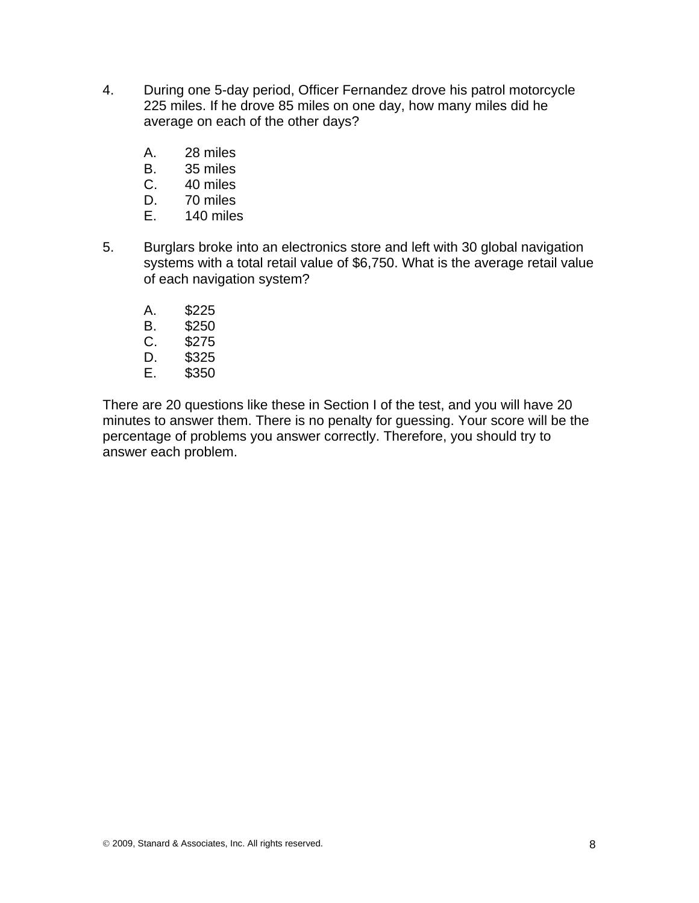4. During one 5-day period, Officer Fernandez drove his patrol motorcycle 225 miles. If he drove 85 miles on one day, how many miles did he average on each of the other days?

   A. 28 miles
   B. 35 miles
   C. 40 miles
   D. 70 miles
   E. 140 miles

5. Burglars broke into an electronics store and left with 30 global navigation systems with a total retail value of $6,750. What is the average retail value of each navigation system?

   A. $225
   B. $250
   C. $275
   D. $325
   E. $350

There are 20 questions like these in Section I of the test, and you will have 20 minutes to answer them. There is no penalty for guessing. Your score will be the percentage of problems you answer correctly. Therefore, you should try to answer each problem.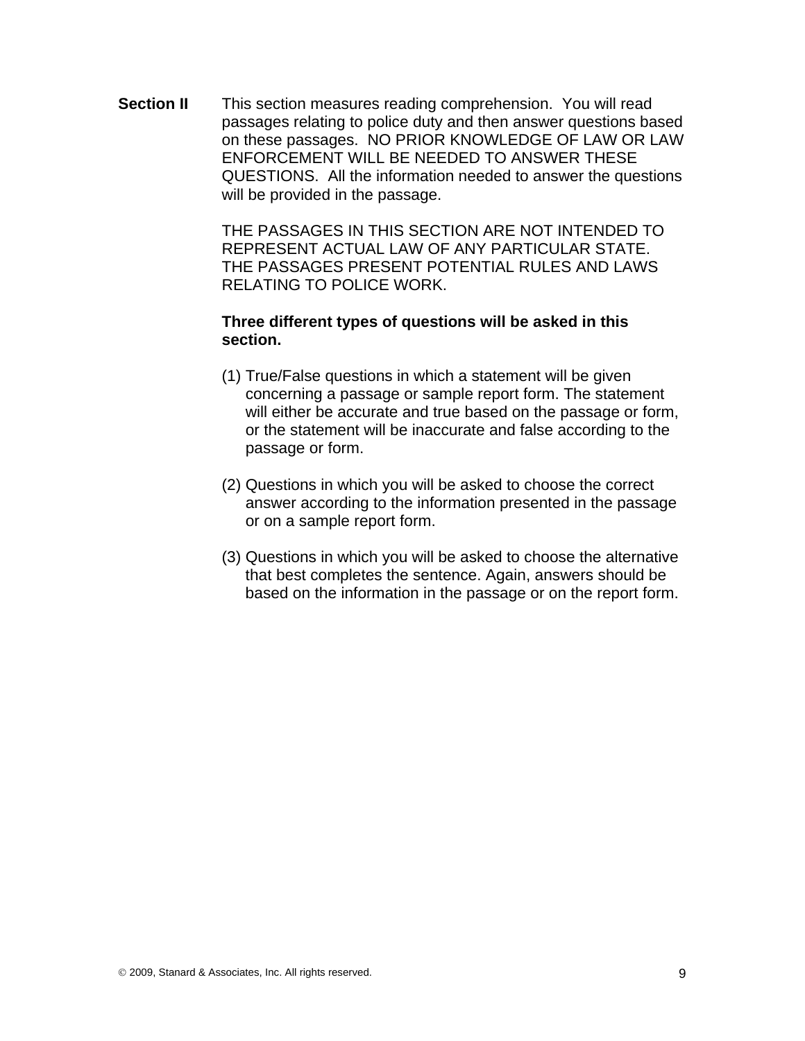**Section II**

This section measures reading comprehension. You will read passages relating to police duty and then answer questions based on these passages. NO PRIOR KNOWLEDGE OF LAW OR LAW ENFORCEMENT WILL BE NEEDED TO ANSWER THESE QUESTIONS. All the information needed to answer the questions will be provided in the passage.

THE PASSAGES IN THIS SECTION ARE NOT INTENDED TO REPRESENT ACTUAL LAW OF ANY PARTICULAR STATE. THE PASSAGES PRESENT POTENTIAL RULES AND LAWS RELATING TO POLICE WORK.

**Three different types of questions will be asked in this section.**

(1) True/False questions in which a statement will be given concerning a passage or sample report form. The statement will either be accurate and true based on the passage or form, or the statement will be inaccurate and false according to the passage or form.

(2) Questions in which you will be asked to choose the correct answer according to the information presented in the passage or on a sample report form.

(3) Questions in which you will be asked to choose the alternative that best completes the sentence. Again, answers should be based on the information in the passage or on the report form.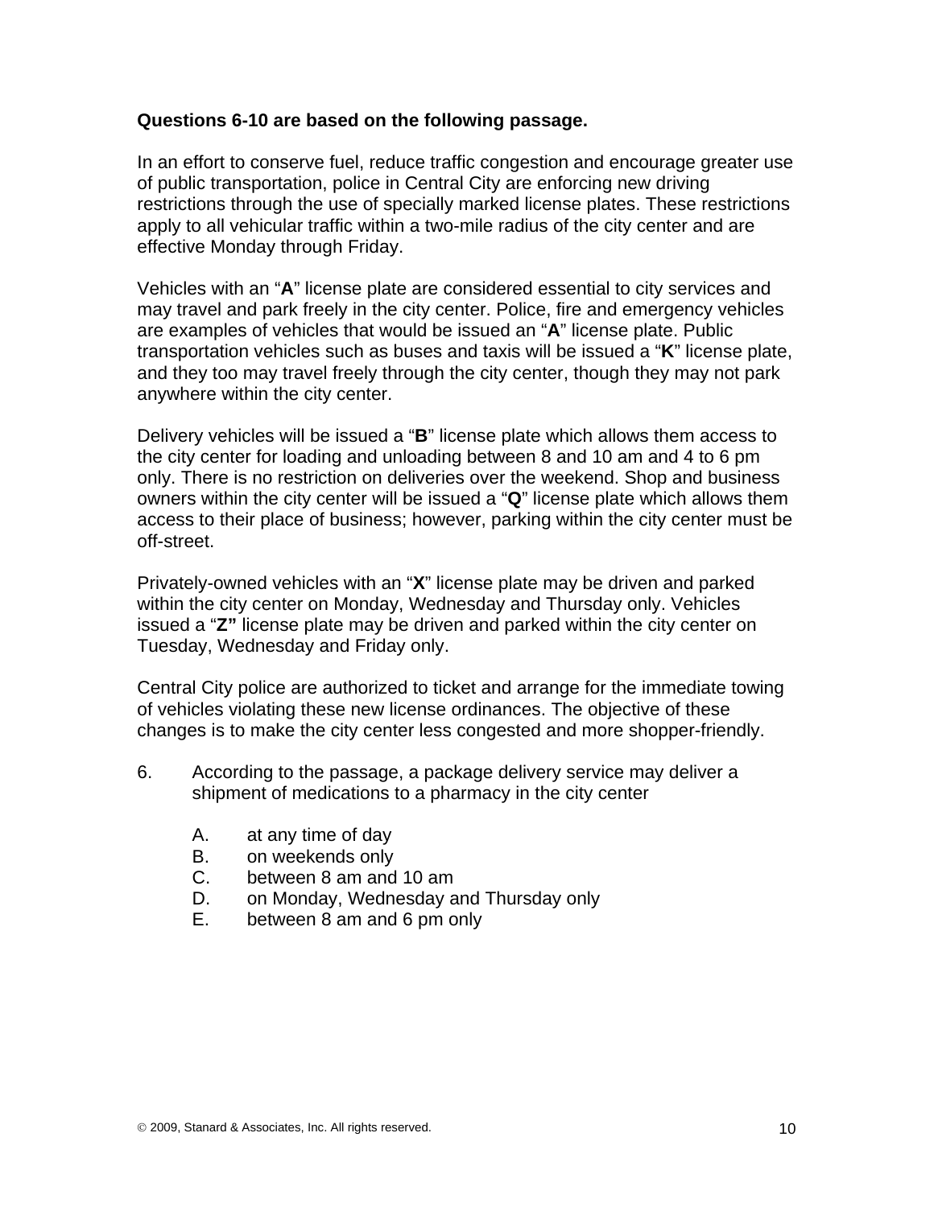**Questions 6-10 are based on the following passage.**

In an effort to conserve fuel, reduce traffic congestion and encourage greater use of public transportation, police in Central City are enforcing new driving restrictions through the use of specially marked license plates. These restrictions apply to all vehicular traffic within a two-mile radius of the city center and are effective Monday through Friday.

Vehicles with an "**A**" license plate are considered essential to city services and may travel and park freely in the city center. Police, fire and emergency vehicles are examples of vehicles that would be issued an "**A**" license plate. Public transportation vehicles such as buses and taxis will be issued a "**K**" license plate, and they too may travel freely through the city center, though they may not park anywhere within the city center.

Delivery vehicles will be issued a "**B**" license plate which allows them access to the city center for loading and unloading between 8 and 10 am and 4 to 6 pm only. There is no restriction on deliveries over the weekend. Shop and business owners within the city center will be issued a "**Q**" license plate which allows them access to their place of business; however, parking within the city center must be off-street.

Privately-owned vehicles with an "**X**" license plate may be driven and parked within the city center on Monday, Wednesday and Thursday only. Vehicles issued a "**Z"** license plate may be driven and parked within the city center on Tuesday, Wednesday and Friday only.

Central City police are authorized to ticket and arrange for the immediate towing of vehicles violating these new license ordinances. The objective of these changes is to make the city center less congested and more shopper-friendly.

6. According to the passage, a package delivery service may deliver a shipment of medications to a pharmacy in the city center

   A. at any time of day
   B. on weekends only
   C. between 8 am and 10 am
   D. on Monday, Wednesday and Thursday only
   E. between 8 am and 6 pm only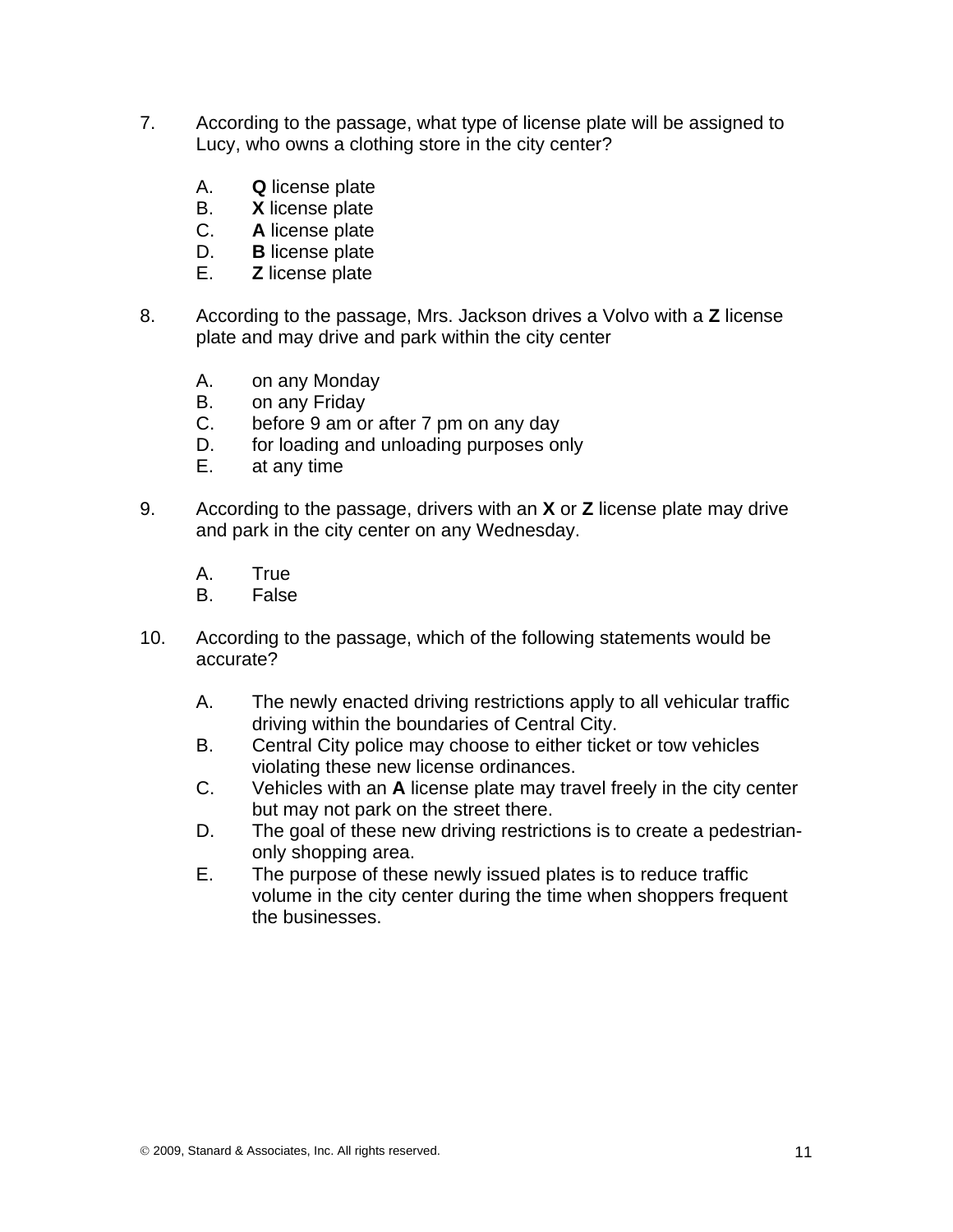7. According to the passage, what type of license plate will be assigned to Lucy, who owns a clothing store in the city center?

   A. **Q** license plate
   B. **X** license plate
   C. **A** license plate
   D. **B** license plate
   E. **Z** license plate

8. According to the passage, Mrs. Jackson drives a Volvo with a **Z** license plate and may drive and park within the city center

   A. on any Monday
   B. on any Friday
   C. before 9 am or after 7 pm on any day
   D. for loading and unloading purposes only
   E. at any time

9. According to the passage, drivers with an **X** or **Z** license plate may drive and park in the city center on any Wednesday.

   A. True
   B. False

10. According to the passage, which of the following statements would be accurate?

    A. The newly enacted driving restrictions apply to all vehicular traffic driving within the boundaries of Central City.
    B. Central City police may choose to either ticket or tow vehicles violating these new license ordinances.
    C. Vehicles with an **A** license plate may travel freely in the city center but may not park on the street there.
    D. The goal of these new driving restrictions is to create a pedestrian-only shopping area.
    E. The purpose of these newly issued plates is to reduce traffic volume in the city center during the time when shoppers frequent the businesses.

© 2009, Stanard & Associates, Inc. All rights reserved.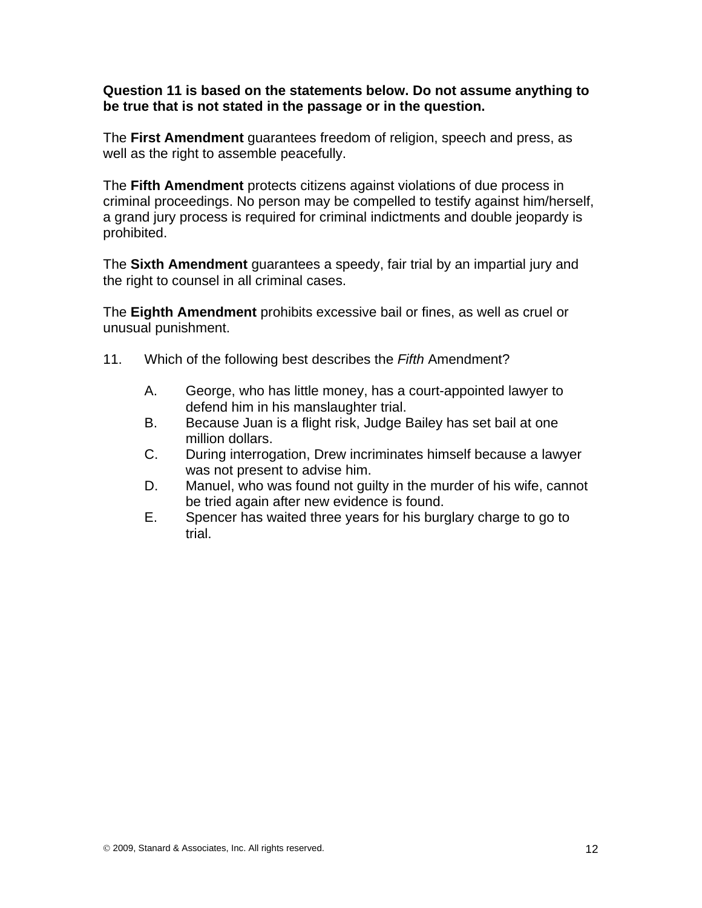**Question 11 is based on the statements below. Do not assume anything to be true that is not stated in the passage or in the question.**

The **First Amendment** guarantees freedom of religion, speech and press, as well as the right to assemble peacefully.

The **Fifth Amendment** protects citizens against violations of due process in criminal proceedings. No person may be compelled to testify against him/herself, a grand jury process is required for criminal indictments and double jeopardy is prohibited.

The **Sixth Amendment** guarantees a speedy, fair trial by an impartial jury and the right to counsel in all criminal cases.

The **Eighth Amendment** prohibits excessive bail or fines, as well as cruel or unusual punishment.

11. Which of the following best describes the *Fifth* Amendment?

    A. George, who has little money, has a court-appointed lawyer to defend him in his manslaughter trial.
    B. Because Juan is a flight risk, Judge Bailey has set bail at one million dollars.
    C. During interrogation, Drew incriminates himself because a lawyer was not present to advise him.
    D. Manuel, who was found not guilty in the murder of his wife, cannot be tried again after new evidence is found.
    E. Spencer has waited three years for his burglary charge to go to trial.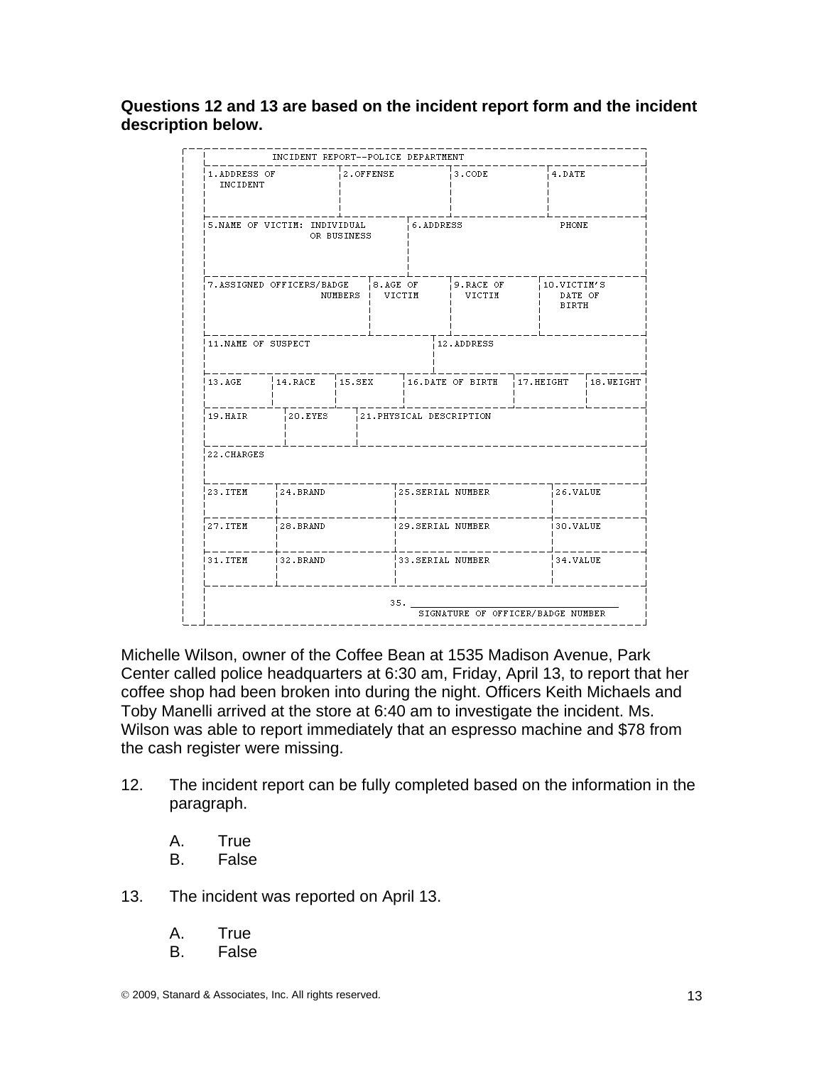**Questions 12 and 13 are based on the incident report form and the incident description below.**

| INCIDENT REPORT--POLICE DEPARTMENT | | | |
|---|---|---|---|
| 1.ADDRESS OF INCIDENT | 2.OFFENSE | 3.CODE | 4.DATE |
| 5.NAME OF VICTIM: INDIVIDUAL OR BUSINESS | 6.ADDRESS PHONE | | |
| 7.ASSIGNED OFFICERS/BADGE NUMBERS | 8.AGE OF VICTIM | 9.RACE OF VICTIM | 10.VICTIM'S DATE OF BIRTH |
| 11.NAME OF SUSPECT | 12.ADDRESS | | |

| 13.AGE | 14.RACE | 15.SEX | 16.DATE OF BIRTH | 17.HEIGHT | 18.WEIGHT |
|---|---|---|---|---|---|
| | | | | | |

| 19.HAIR | 20.EYES | 21.PHYSICAL DESCRIPTION |
|---|---|---|
| | | |

| 22.CHARGES | | | |
|---|---|---|---|
| 23.ITEM | 24.BRAND | 25.SERIAL NUMBER | 26.VALUE |
| 27.ITEM | 28.BRAND | 29.SERIAL NUMBER | 30.VALUE |
| 31.ITEM | 32.BRAND | 33.SERIAL NUMBER | 34.VALUE |

35. ______________________________
SIGNATURE OF OFFICER/BADGE NUMBER

Michelle Wilson, owner of the Coffee Bean at 1535 Madison Avenue, Park Center called police headquarters at 6:30 am, Friday, April 13, to report that her coffee shop had been broken into during the night. Officers Keith Michaels and Toby Manelli arrived at the store at 6:40 am to investigate the incident. Ms. Wilson was able to report immediately that an espresso machine and $78 from the cash register were missing.

12. The incident report can be fully completed based on the information in the paragraph.

    A. True
    B. False

13. The incident was reported on April 13.

    A. True
    B. False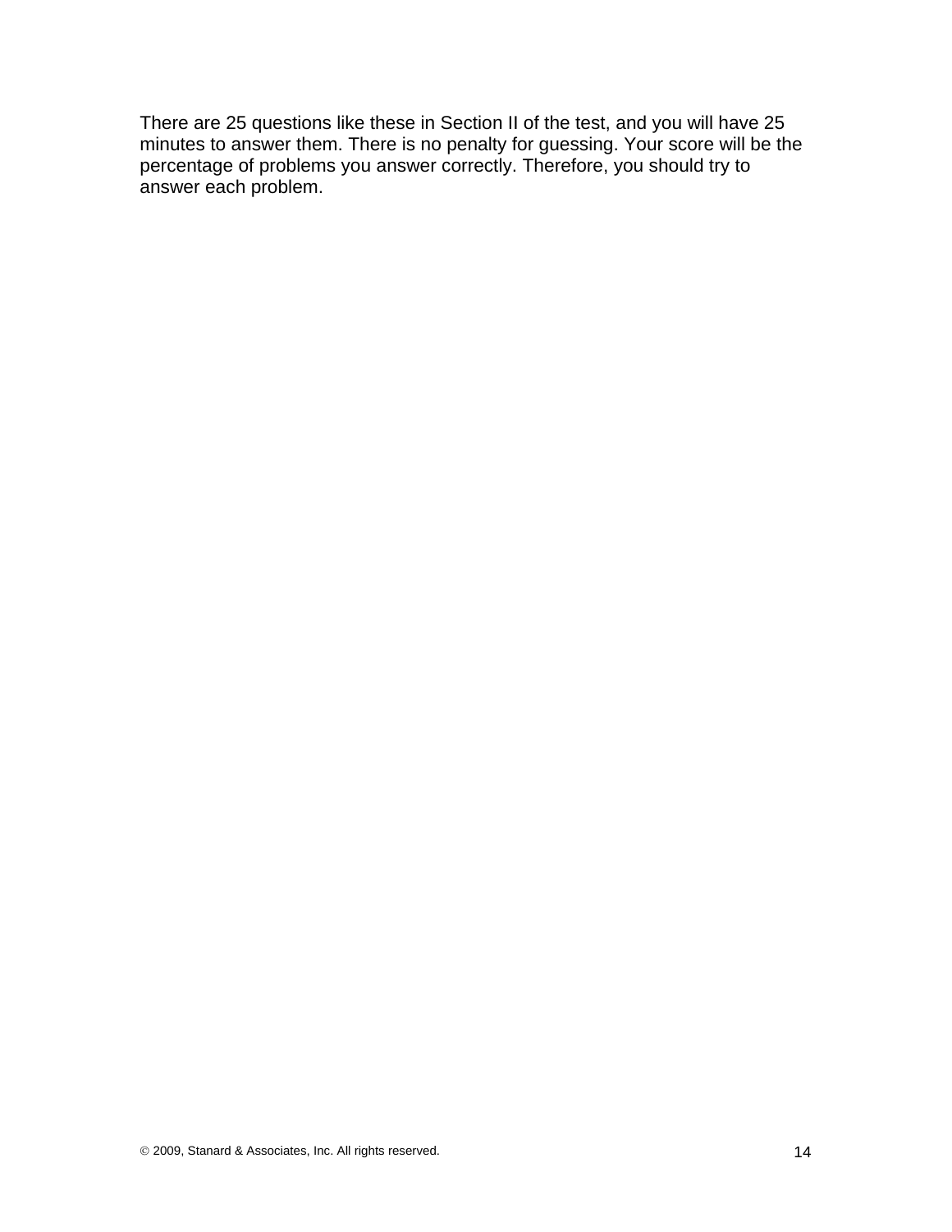There are 25 questions like these in Section II of the test, and you will have 25 minutes to answer them. There is no penalty for guessing. Your score will be the percentage of problems you answer correctly. Therefore, you should try to answer each problem.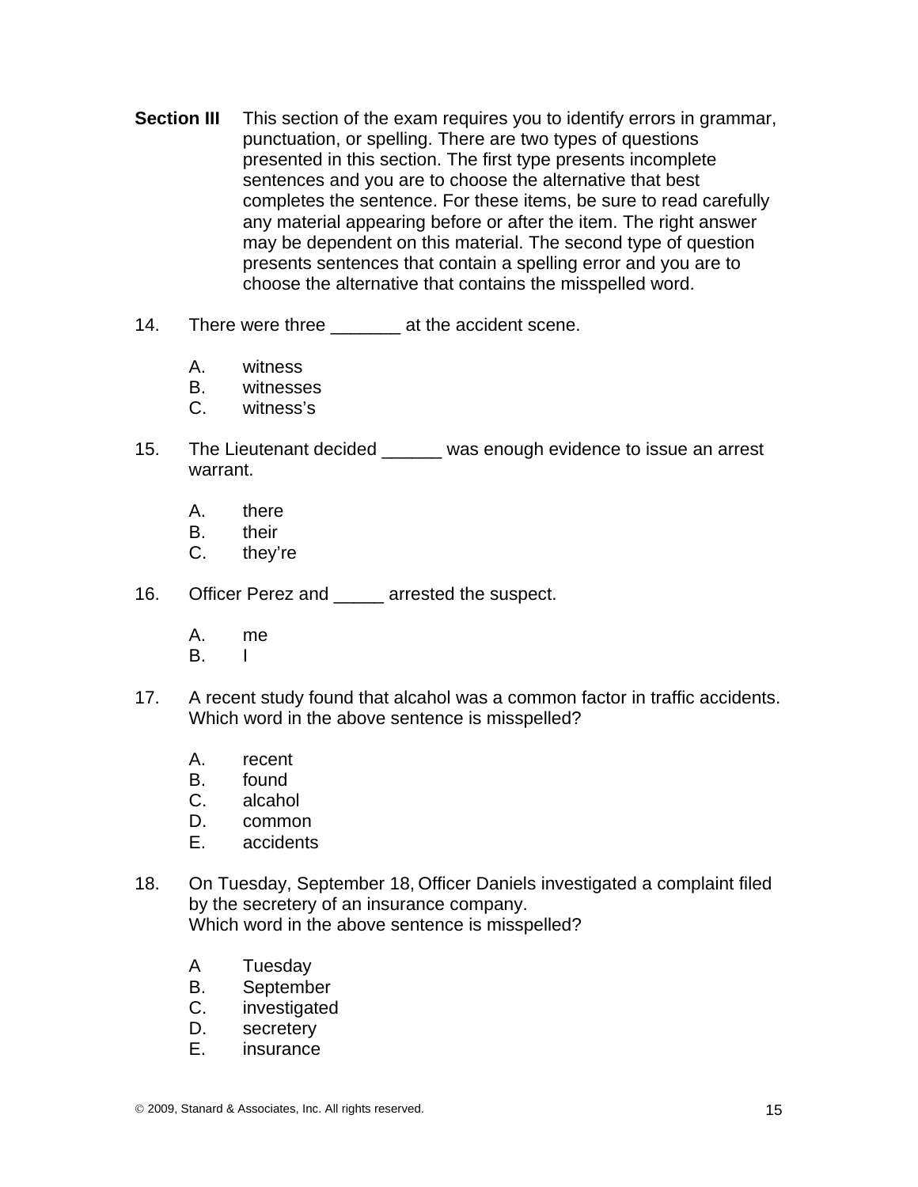**Section III** This section of the exam requires you to identify errors in grammar, punctuation, or spelling. There are two types of questions presented in this section. The first type presents incomplete sentences and you are to choose the alternative that best completes the sentence. For these items, be sure to read carefully any material appearing before or after the item. The right answer may be dependent on this material. The second type of question presents sentences that contain a spelling error and you are to choose the alternative that contains the misspelled word.

14. There were three _______ at the accident scene.

    A. witness
    B. witnesses
    C. witness's

15. The Lieutenant decided ______ was enough evidence to issue an arrest warrant.

    A. there
    B. their
    C. they're

16. Officer Perez and _____ arrested the suspect.

    A. me
    B. I

17. A recent study found that alcahol was a common factor in traffic accidents. Which word in the above sentence is misspelled?

    A. recent
    B. found
    C. alcahol
    D. common
    E. accidents

18. On Tuesday, September 18, Officer Daniels investigated a complaint filed by the secretery of an insurance company.
    Which word in the above sentence is misspelled?

    A Tuesday
    B. September
    C. investigated
    D. secretery
    E. insurance

© 2009, Stanard & Associates, Inc. All rights reserved.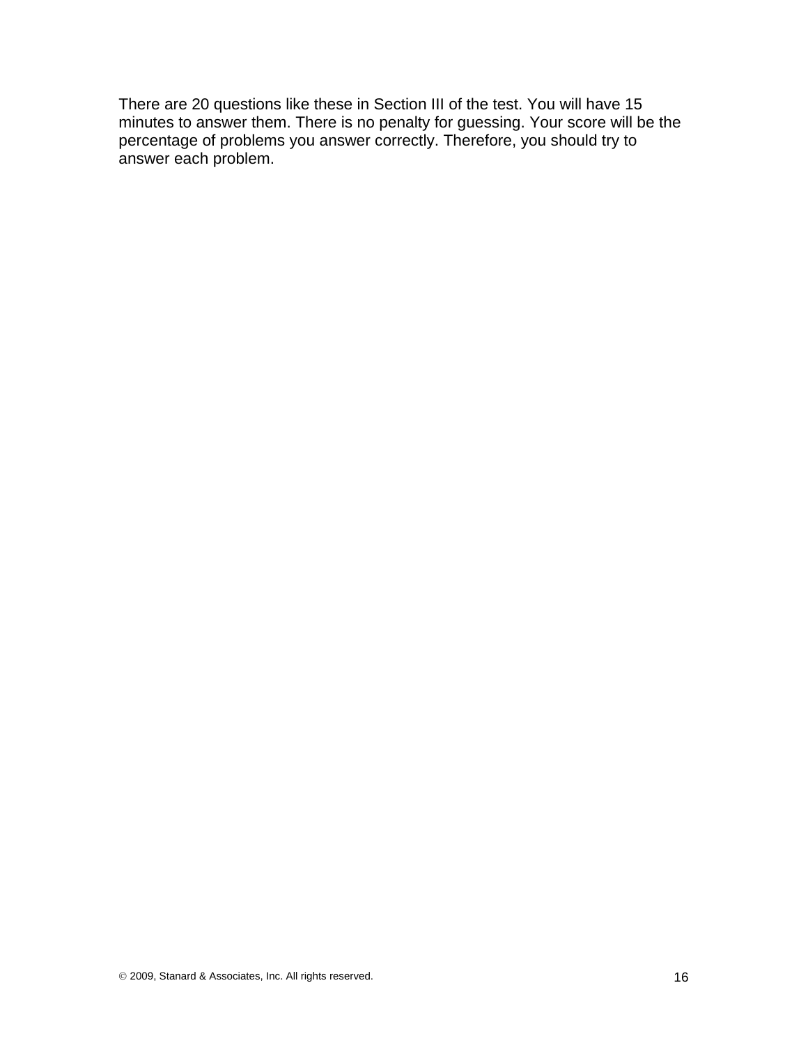There are 20 questions like these in Section III of the test. You will have 15 minutes to answer them. There is no penalty for guessing. Your score will be the percentage of problems you answer correctly. Therefore, you should try to answer each problem.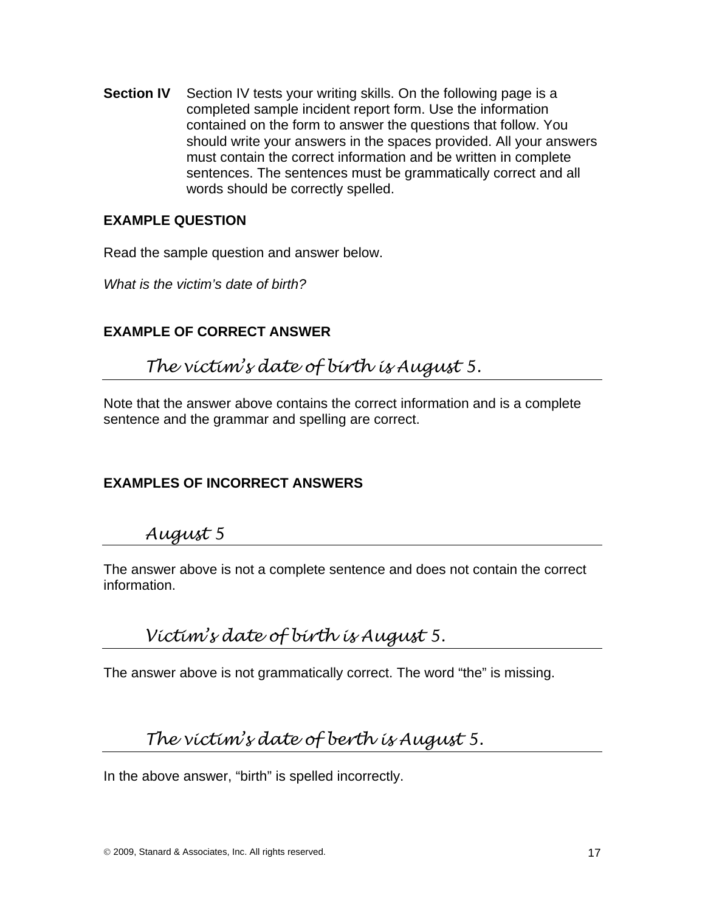**Section IV** Section IV tests your writing skills. On the following page is a completed sample incident report form. Use the information contained on the form to answer the questions that follow. You should write your answers in the spaces provided. All your answers must contain the correct information and be written in complete sentences. The sentences must be grammatically correct and all words should be correctly spelled.

**EXAMPLE QUESTION**

Read the sample question and answer below.

*What is the victim's date of birth?*

**EXAMPLE OF CORRECT ANSWER**

*The victim's date of birth is August 5.*

Note that the answer above contains the correct information and is a complete sentence and the grammar and spelling are correct.

**EXAMPLES OF INCORRECT ANSWERS**

*August 5*

The answer above is not a complete sentence and does not contain the correct information.

*Victim's date of birth is August 5.*

The answer above is not grammatically correct. The word "the" is missing.

*The victim's date of berth is August 5.*

In the above answer, "birth" is spelled incorrectly.

© 2009, Stanard & Associates, Inc. All rights reserved.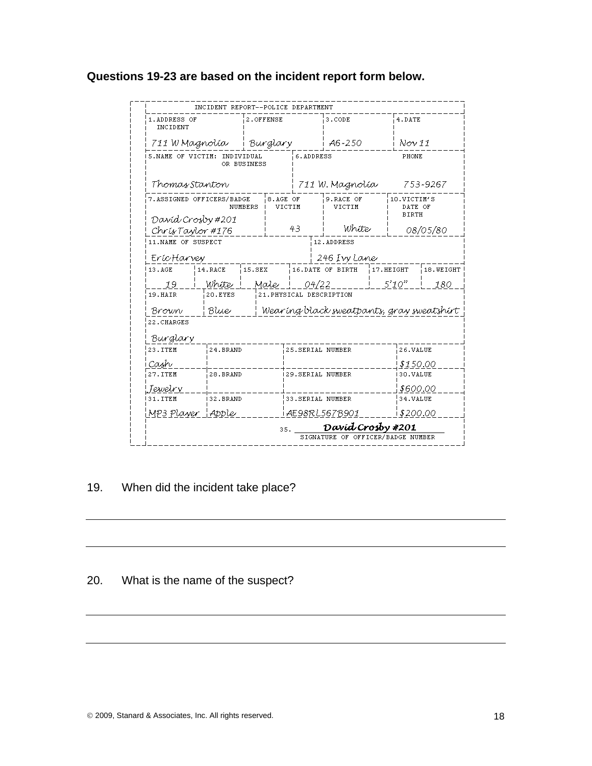**Questions 19-23 are based on the incident report form below.**

INCIDENT REPORT--POLICE DEPARTMENT

| 1. ADDRESS OF INCIDENT | 2. OFFENSE | 3. CODE | 4. DATE |
|---|---|---|---|
| 711 W Magnolia | Burglary | A6-250 | Nov 11 |

| 5. NAME OF VICTIM: INDIVIDUAL OR BUSINESS | 6. ADDRESS | PHONE |
|---|---|---|
| Thomas Stanton | 711 W. Magnolia | 753-9267 |

| 7. ASSIGNED OFFICERS/BADGE NUMBERS | 8. AGE OF VICTIM | 9. RACE OF VICTIM | 10. VICTIM'S DATE OF BIRTH |
|---|---|---|---|
| David Crosby #201<br>Chris Taylor #176 | 43 | White | 08/05/80 |

| 11. NAME OF SUSPECT | 12. ADDRESS |
|---|---|
| Eric Harvey | 246 Ivy Lane |

| 13. AGE | 14. RACE | 15. SEX | 16. DATE OF BIRTH | 17. HEIGHT | 18. WEIGHT |
|---|---|---|---|---|---|
| 19 | White | Male | 04/22 | 5'10" | 180 |

| 19. HAIR | 20. EYES | 21. PHYSICAL DESCRIPTION |
|---|---|---|
| Brown | Blue | Wearing black sweatpants, gray sweatshirt |

| 22. CHARGES |
|---|
| Burglary |

| 23. ITEM | 24. BRAND | 25. SERIAL NUMBER | 26. VALUE |
|---|---|---|---|
| Cash | | | $150.00 |
| **27. ITEM** | **28. BRAND** | **29. SERIAL NUMBER** | **30. VALUE** |
| Jewelry | | | $600.00 |
| **31. ITEM** | **32. BRAND** | **33. SERIAL NUMBER** | **34. VALUE** |
| MP3 Player | Apple | AE98RL567B901 | $200.00 |

35. David Crosby #201
SIGNATURE OF OFFICER/BADGE NUMBER

19. When did the incident take place?

______________________________________________

______________________________________________

20. What is the name of the suspect?

______________________________________________

______________________________________________

© 2009, Stanard & Associates, Inc. All rights reserved.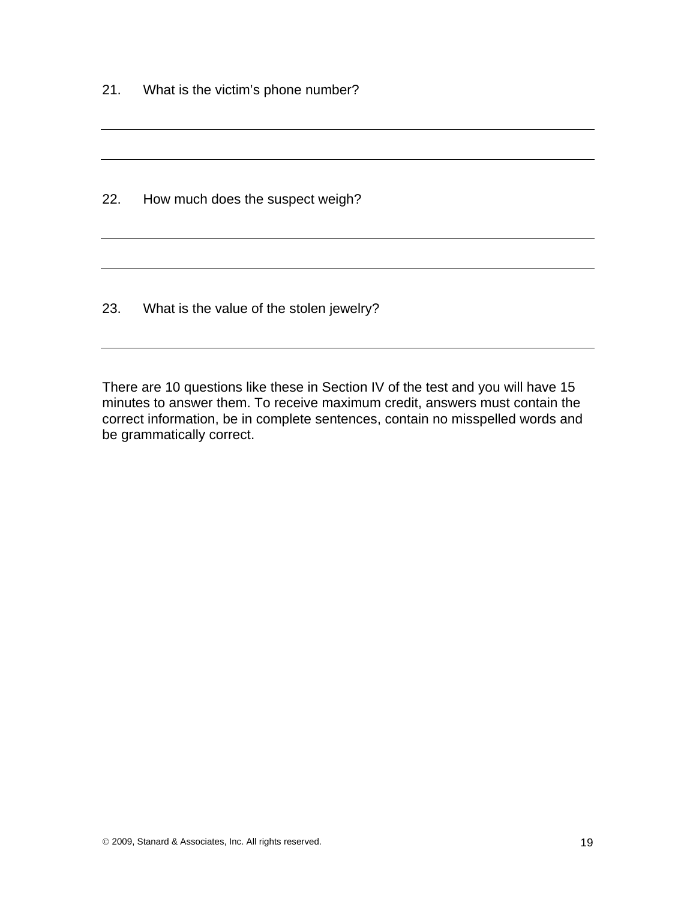21. What is the victim's phone number?

\_\_\_\_\_\_\_\_\_\_\_\_\_\_\_\_\_\_\_\_\_\_\_\_\_\_\_\_\_\_\_\_\_\_\_\_\_\_\_\_\_\_\_\_\_\_\_\_\_\_\_\_\_\_\_\_\_\_\_\_

\_\_\_\_\_\_\_\_\_\_\_\_\_\_\_\_\_\_\_\_\_\_\_\_\_\_\_\_\_\_\_\_\_\_\_\_\_\_\_\_\_\_\_\_\_\_\_\_\_\_\_\_\_\_\_\_\_\_\_\_

22. How much does the suspect weigh?

\_\_\_\_\_\_\_\_\_\_\_\_\_\_\_\_\_\_\_\_\_\_\_\_\_\_\_\_\_\_\_\_\_\_\_\_\_\_\_\_\_\_\_\_\_\_\_\_\_\_\_\_\_\_\_\_\_\_\_\_

\_\_\_\_\_\_\_\_\_\_\_\_\_\_\_\_\_\_\_\_\_\_\_\_\_\_\_\_\_\_\_\_\_\_\_\_\_\_\_\_\_\_\_\_\_\_\_\_\_\_\_\_\_\_\_\_\_\_\_\_

23. What is the value of the stolen jewelry?

\_\_\_\_\_\_\_\_\_\_\_\_\_\_\_\_\_\_\_\_\_\_\_\_\_\_\_\_\_\_\_\_\_\_\_\_\_\_\_\_\_\_\_\_\_\_\_\_\_\_\_\_\_\_\_\_\_\_\_\_

There are 10 questions like these in Section IV of the test and you will have 15 minutes to answer them. To receive maximum credit, answers must contain the correct information, be in complete sentences, contain no misspelled words and be grammatically correct.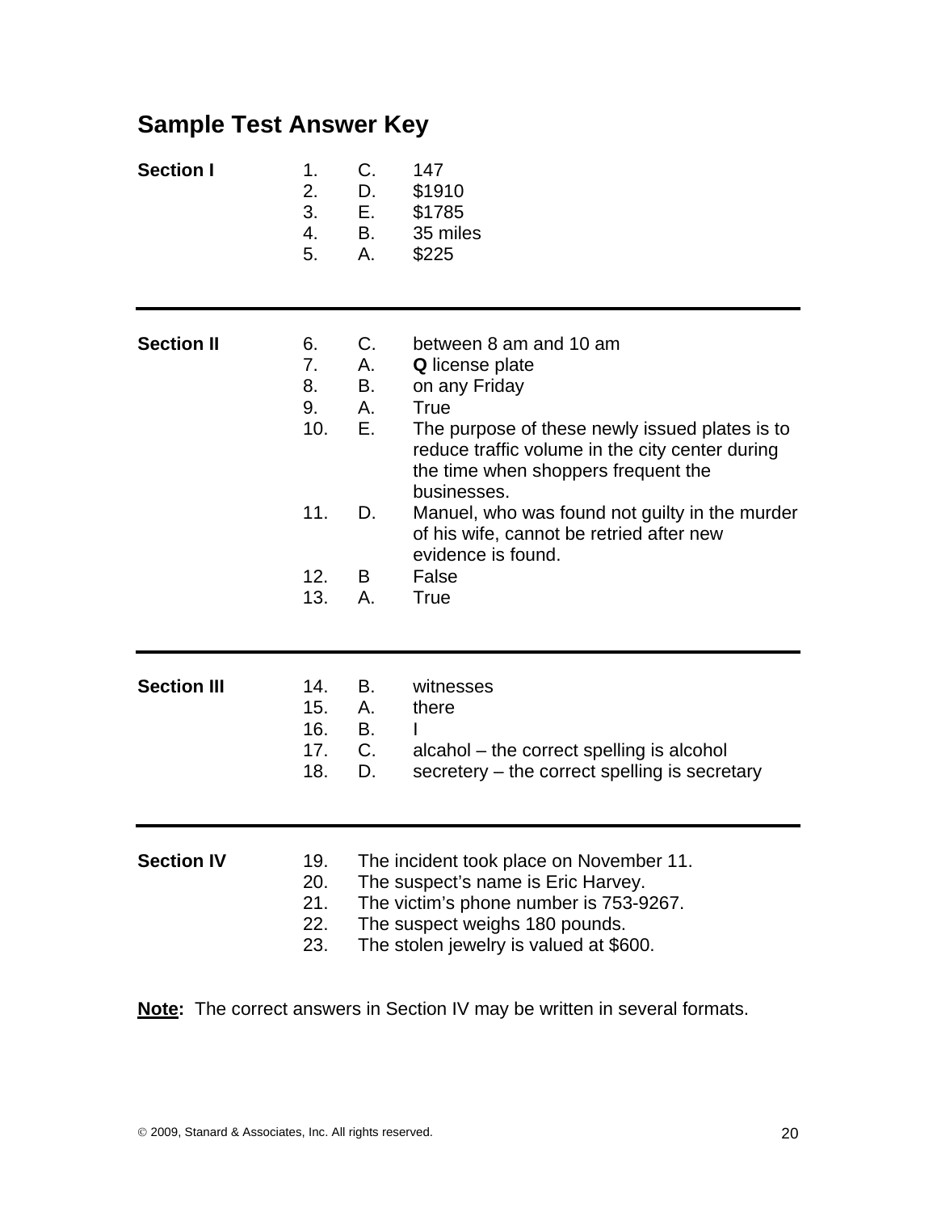## Sample Test Answer Key

| | | | |
|---|---|---|---|
| **Section I** | 1. | C. | 147 |
| | 2. | D. | $1910 |
| | 3. | E. | $1785 |
| | 4. | B. | 35 miles |
| | 5. | A. | $225 |

---

| | | | |
|---|---|---|---|
| **Section II** | 6. | C. | between 8 am and 10 am |
| | 7. | A. | **Q** license plate |
| | 8. | B. | on any Friday |
| | 9. | A. | True |
| | 10. | E. | The purpose of these newly issued plates is to reduce traffic volume in the city center during the time when shoppers frequent the businesses. |
| | 11. | D. | Manuel, who was found not guilty in the murder of his wife, cannot be retried after new evidence is found. |
| | 12. | B | False |
| | 13. | A. | True |

---

| | | | |
|---|---|---|---|
| **Section III** | 14. | B. | witnesses |
| | 15. | A. | there |
| | 16. | B. | I |
| | 17. | C. | alcahol – the correct spelling is alcohol |
| | 18. | D. | secretery – the correct spelling is secretary |

---

| | | |
|---|---|---|
| **Section IV** | 19. | The incident took place on November 11. |
| | 20. | The suspect's name is Eric Harvey. |
| | 21. | The victim's phone number is 753-9267. |
| | 22. | The suspect weighs 180 pounds. |
| | 23. | The stolen jewelry is valued at $600. |

**Note:** The correct answers in Section IV may be written in several formats.

© 2009, Stanard & Associates, Inc. All rights reserved.